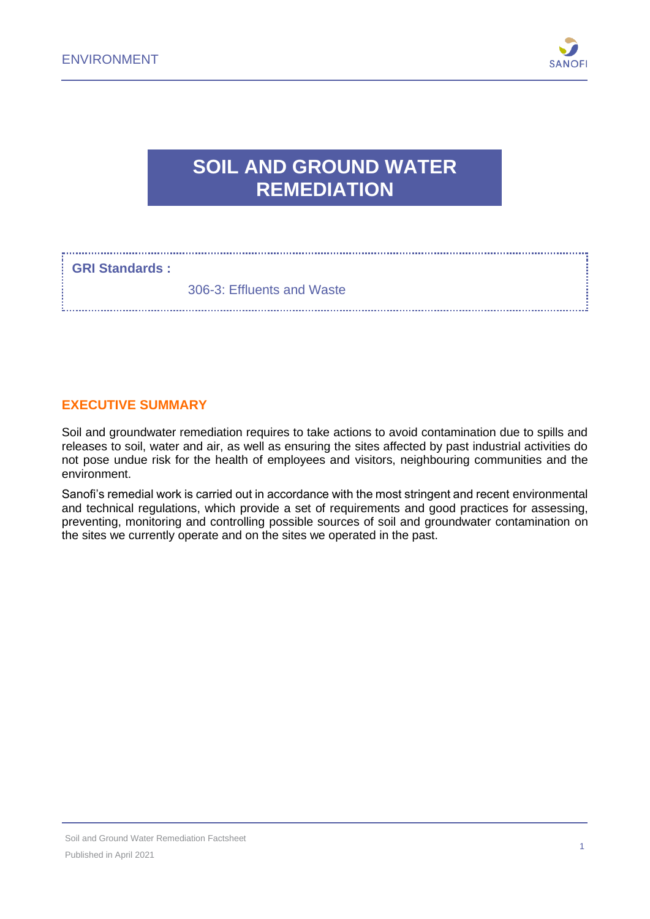# SOIL AND GROUND WATER REMEDIATION

**GRI Standards :**

306-3: Effluents and Waste

## EXECUTIVE SUMMARY

Soil and groundwater remediation requires to take actions to avoid contamination due to spills and releases to soil, water and air, as well as ensuring the sites affected by past industrial activities do not pose undue risk for the health of employees and visitors, neighbouring communities and the environment.

Sanofi's remedial work is carried out in accordance with the most stringent and recent environmental and technical regulations, which provide a set of requirements and good practices for assessing, preventing, monitoring and controlling possible sources of soil and groundwater contamination on the sites we currently operate and on the sites we operated in the past.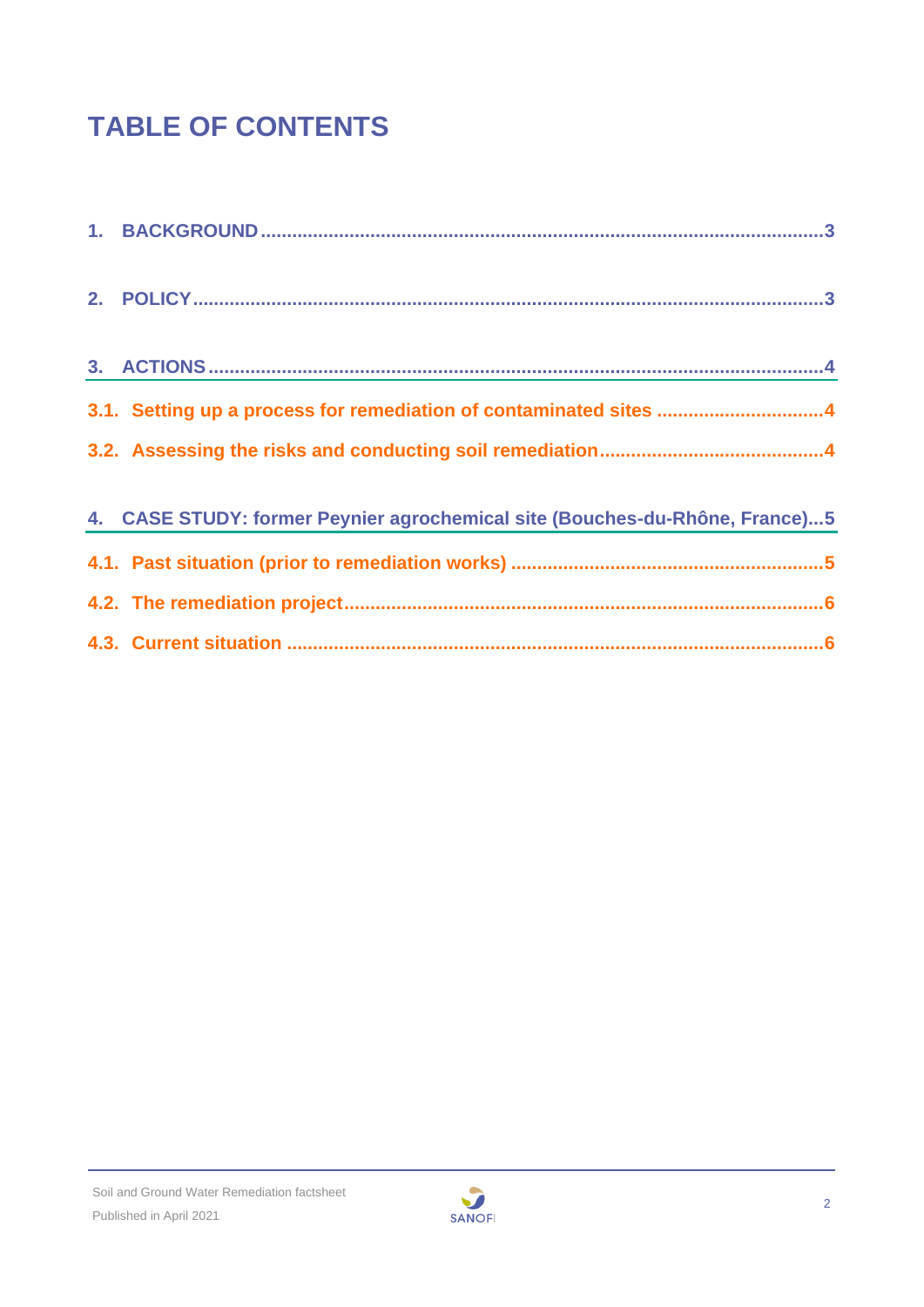# TABLE OF CONTENTS

1. BACKGROUND ........................................................................................................3

2. POLICY ..............................................................................................................3

3. ACTIONS ............................................................................................................4

3.1. Setting up a process for remediation of contaminated sites ...............................4

3.2. Assessing the risks and conducting soil remediation..........................................4

4. CASE STUDY: former Peynier agrochemical site (Bouches-du-Rhône, France)...5

4.1. Past situation (prior to remediation works) ..........................................................5

4.2. The remediation project.........................................................................................6

4.3. Current situation ....................................................................................................6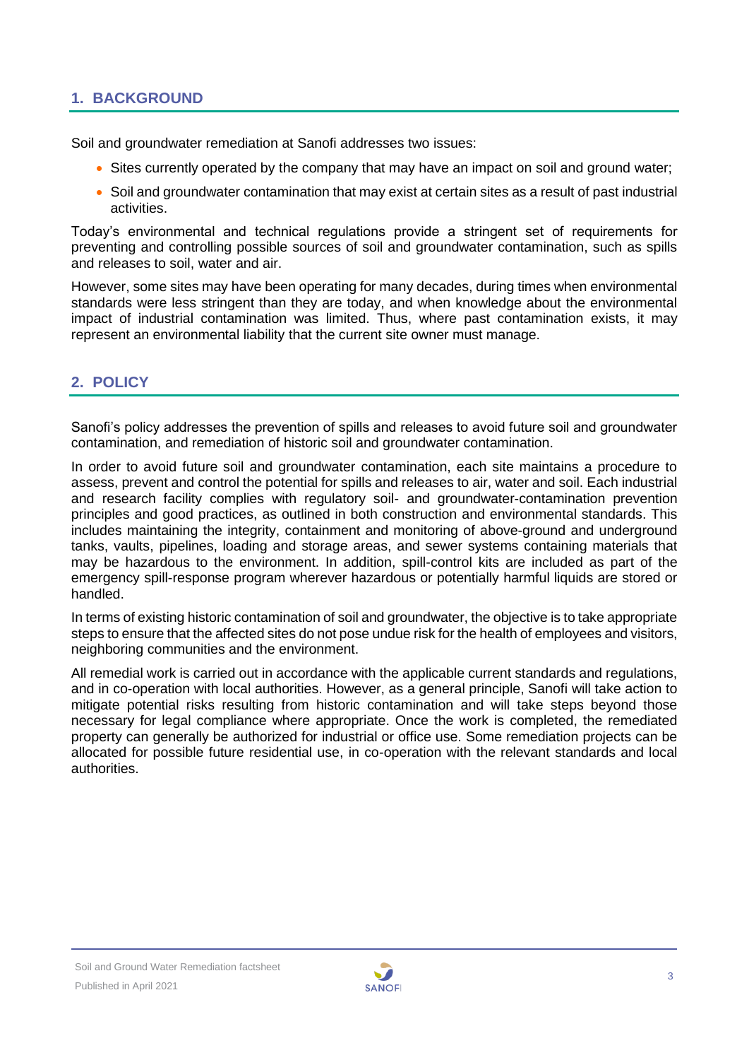## 1. BACKGROUND

Soil and groundwater remediation at Sanofi addresses two issues:

- Sites currently operated by the company that may have an impact on soil and ground water;
- Soil and groundwater contamination that may exist at certain sites as a result of past industrial activities.

Today's environmental and technical regulations provide a stringent set of requirements for preventing and controlling possible sources of soil and groundwater contamination, such as spills and releases to soil, water and air.

However, some sites may have been operating for many decades, during times when environmental standards were less stringent than they are today, and when knowledge about the environmental impact of industrial contamination was limited. Thus, where past contamination exists, it may represent an environmental liability that the current site owner must manage.

## 2. POLICY

Sanofi's policy addresses the prevention of spills and releases to avoid future soil and groundwater contamination, and remediation of historic soil and groundwater contamination.

In order to avoid future soil and groundwater contamination, each site maintains a procedure to assess, prevent and control the potential for spills and releases to air, water and soil. Each industrial and research facility complies with regulatory soil- and groundwater-contamination prevention principles and good practices, as outlined in both construction and environmental standards. This includes maintaining the integrity, containment and monitoring of above-ground and underground tanks, vaults, pipelines, loading and storage areas, and sewer systems containing materials that may be hazardous to the environment. In addition, spill-control kits are included as part of the emergency spill-response program wherever hazardous or potentially harmful liquids are stored or handled.

In terms of existing historic contamination of soil and groundwater, the objective is to take appropriate steps to ensure that the affected sites do not pose undue risk for the health of employees and visitors, neighboring communities and the environment.

All remedial work is carried out in accordance with the applicable current standards and regulations, and in co-operation with local authorities. However, as a general principle, Sanofi will take action to mitigate potential risks resulting from historic contamination and will take steps beyond those necessary for legal compliance where appropriate. Once the work is completed, the remediated property can generally be authorized for industrial or office use. Some remediation projects can be allocated for possible future residential use, in co-operation with the relevant standards and local authorities.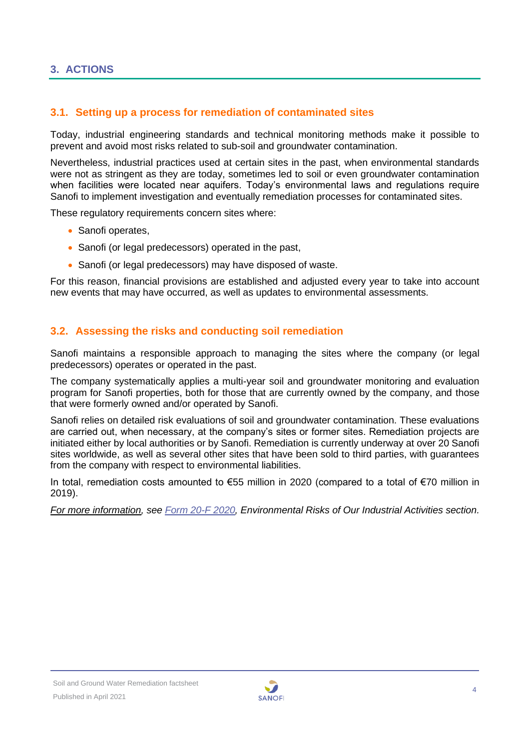## 3. ACTIONS

### 3.1. Setting up a process for remediation of contaminated sites

Today, industrial engineering standards and technical monitoring methods make it possible to prevent and avoid most risks related to sub-soil and groundwater contamination.

Nevertheless, industrial practices used at certain sites in the past, when environmental standards were not as stringent as they are today, sometimes led to soil or even groundwater contamination when facilities were located near aquifers. Today's environmental laws and regulations require Sanofi to implement investigation and eventually remediation processes for contaminated sites.

These regulatory requirements concern sites where:

- Sanofi operates,
- Sanofi (or legal predecessors) operated in the past,
- Sanofi (or legal predecessors) may have disposed of waste.

For this reason, financial provisions are established and adjusted every year to take into account new events that may have occurred, as well as updates to environmental assessments.

### 3.2. Assessing the risks and conducting soil remediation

Sanofi maintains a responsible approach to managing the sites where the company (or legal predecessors) operates or operated in the past.

The company systematically applies a multi-year soil and groundwater monitoring and evaluation program for Sanofi properties, both for those that are currently owned by the company, and those that were formerly owned and/or operated by Sanofi.

Sanofi relies on detailed risk evaluations of soil and groundwater contamination. These evaluations are carried out, when necessary, at the company's sites or former sites. Remediation projects are initiated either by local authorities or by Sanofi. Remediation is currently underway at over 20 Sanofi sites worldwide, as well as several other sites that have been sold to third parties, with guarantees from the company with respect to environmental liabilities.

In total, remediation costs amounted to €55 million in 2020 (compared to a total of €70 million in 2019).

*For more information, see Form 20-F 2020, Environmental Risks of Our Industrial Activities section.*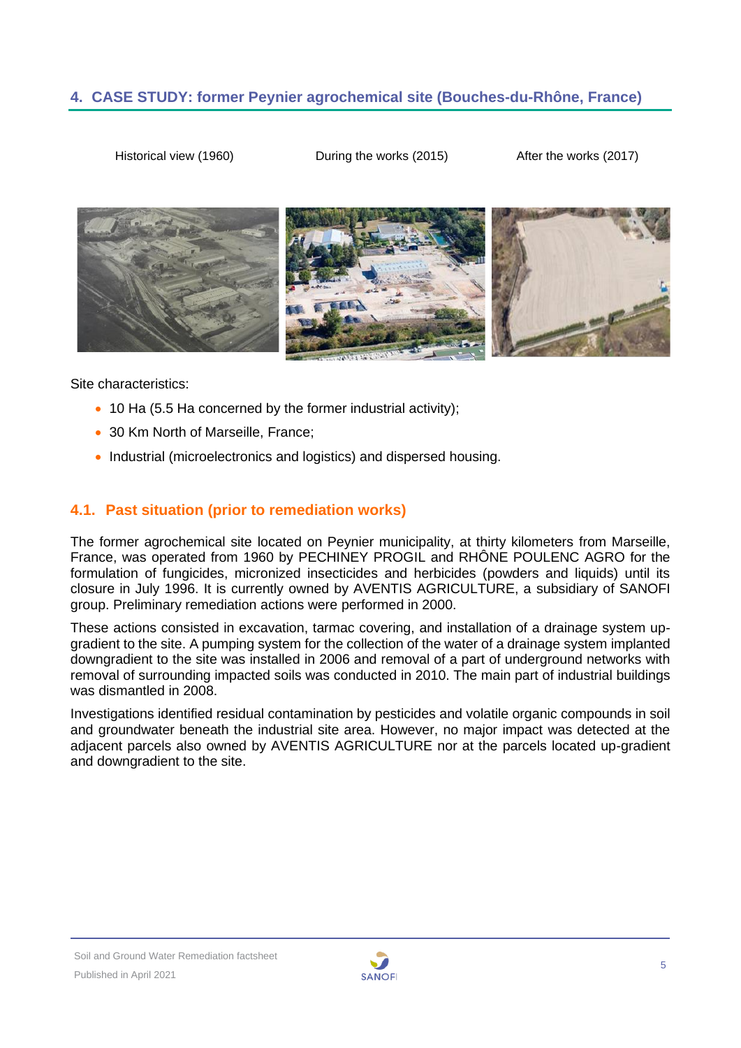## 4. CASE STUDY: former Peynier agrochemical site (Bouches-du-Rhône, France)

Historical view (1960) | During the works (2015) | After the works (2017)

Site characteristics:

- 10 Ha (5.5 Ha concerned by the former industrial activity);
- 30 Km North of Marseille, France;
- Industrial (microelectronics and logistics) and dispersed housing.

### 4.1. Past situation (prior to remediation works)

The former agrochemical site located on Peynier municipality, at thirty kilometers from Marseille, France, was operated from 1960 by PECHINEY PROGIL and RHÔNE POULENC AGRO for the formulation of fungicides, micronized insecticides and herbicides (powders and liquids) until its closure in July 1996. It is currently owned by AVENTIS AGRICULTURE, a subsidiary of SANOFI group. Preliminary remediation actions were performed in 2000.

These actions consisted in excavation, tarmac covering, and installation of a drainage system up-gradient to the site. A pumping system for the collection of the water of a drainage system implanted downgradient to the site was installed in 2006 and removal of a part of underground networks with removal of surrounding impacted soils was conducted in 2010. The main part of industrial buildings was dismantled in 2008.

Investigations identified residual contamination by pesticides and volatile organic compounds in soil and groundwater beneath the industrial site area. However, no major impact was detected at the adjacent parcels also owned by AVENTIS AGRICULTURE nor at the parcels located up-gradient and downgradient to the site.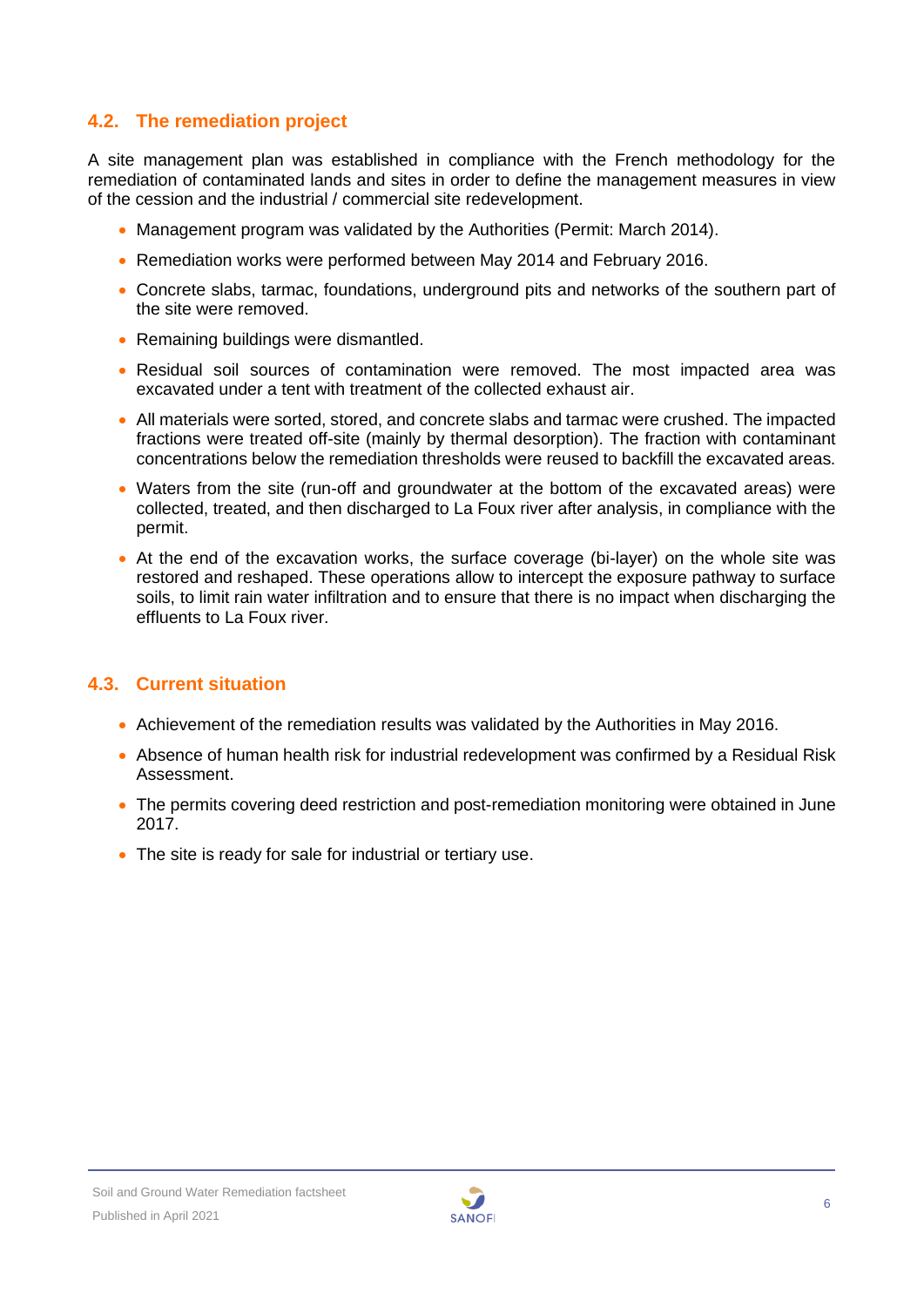### 4.2. The remediation project

A site management plan was established in compliance with the French methodology for the remediation of contaminated lands and sites in order to define the management measures in view of the cession and the industrial / commercial site redevelopment.

- Management program was validated by the Authorities (Permit: March 2014).
- Remediation works were performed between May 2014 and February 2016.
- Concrete slabs, tarmac, foundations, underground pits and networks of the southern part of the site were removed.
- Remaining buildings were dismantled.
- Residual soil sources of contamination were removed. The most impacted area was excavated under a tent with treatment of the collected exhaust air.
- All materials were sorted, stored, and concrete slabs and tarmac were crushed. The impacted fractions were treated off-site (mainly by thermal desorption). The fraction with contaminant concentrations below the remediation thresholds were reused to backfill the excavated areas.
- Waters from the site (run-off and groundwater at the bottom of the excavated areas) were collected, treated, and then discharged to La Foux river after analysis, in compliance with the permit.
- At the end of the excavation works, the surface coverage (bi-layer) on the whole site was restored and reshaped. These operations allow to intercept the exposure pathway to surface soils, to limit rain water infiltration and to ensure that there is no impact when discharging the effluents to La Foux river.

### 4.3. Current situation

- Achievement of the remediation results was validated by the Authorities in May 2016.
- Absence of human health risk for industrial redevelopment was confirmed by a Residual Risk Assessment.
- The permits covering deed restriction and post-remediation monitoring were obtained in June 2017.
- The site is ready for sale for industrial or tertiary use.